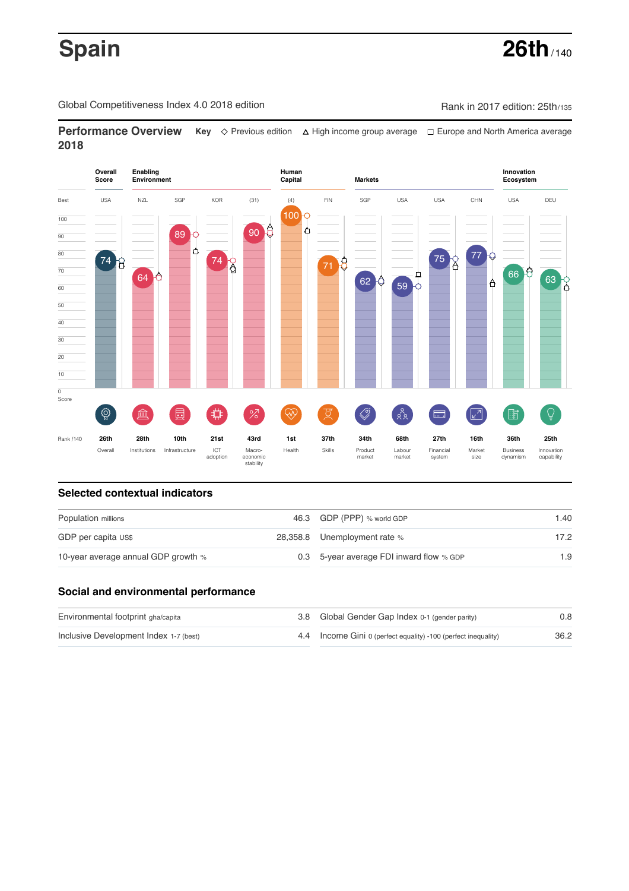# Spain

**26th** / 140

Global Competitiveness Index 4.0 2018 edition

Rank in 2017 edition: 25th/135

## Performance Overview 2018

**Key** ◇ Previous edition △ High income group average □ Europe and North America average

| | Overall Score | Enabling Environment | | | | Human Capital | | Markets | | | | Innovation Ecosystem | |
|---|---|---|---|---|---|---|---|---|---|---|---|---|---|
| Best | USA | NZL | SGP | KOR | (31) | (4) | FIN | SGP | USA | USA | CHN | USA | DEU |
| Score | 74 | 64 | 89 | 74 | 90 | 100 | 71 | 62 | 59 | 75 | 77 | 66 | 63 |
| Rank /140 | 26th | 28th | 10th | 21st | 43rd | 1st | 37th | 34th | 68th | 27th | 16th | 36th | 25th |
| | Overall | Institutions | Infrastructure | ICT adoption | Macro-economic stability | Health | Skills | Product market | Labour market | Financial system | Market size | Business dynamism | Innovation capability |

## Selected contextual indicators

| | | | |
|---|---|---|---|
| Population millions | 46.3 | GDP (PPP) % world GDP | 1.40 |
| GDP per capita US$ | 28,358.8 | Unemployment rate % | 17.2 |
| 10-year average annual GDP growth % | 0.3 | 5-year average FDI inward flow % GDP | 1.9 |

## Social and environmental performance

| | | | |
|---|---|---|---|
| Environmental footprint gha/capita | 3.8 | Global Gender Gap Index 0-1 (gender parity) | 0.8 |
| Inclusive Development Index 1-7 (best) | 4.4 | Income Gini 0 (perfect equality) -100 (perfect inequality) | 36.2 |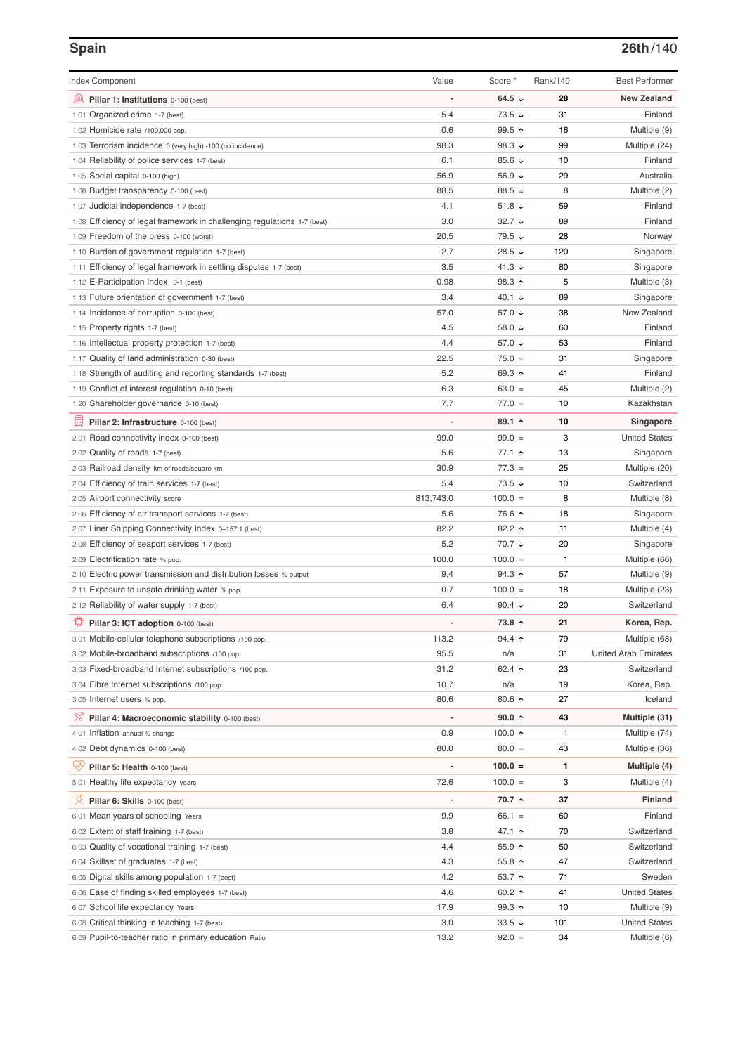## Spain

**26th**/140

| Index Component | Value | Score * | Rank/140 | Best Performer |
|---|---|---|---|---|
| **Pillar 1: Institutions** 0-100 (best) | - | **64.5 ↓** | **28** | **New Zealand** |
| 1.01 Organized crime 1-7 (best) | 5.4 | 73.5 ↓ | 31 | Finland |
| 1.02 Homicide rate /100,000 pop. | 0.6 | 99.5 ↑ | 16 | Multiple (9) |
| 1.03 Terrorism incidence 0 (very high) -100 (no incidence) | 98.3 | 98.3 ↓ | 99 | Multiple (24) |
| 1.04 Reliability of police services 1-7 (best) | 6.1 | 85.6 ↓ | 10 | Finland |
| 1.05 Social capital 0-100 (high) | 56.9 | 56.9 ↓ | 29 | Australia |
| 1.06 Budget transparency 0-100 (best) | 88.5 | 88.5 = | 8 | Multiple (2) |
| 1.07 Judicial independence 1-7 (best) | 4.1 | 51.8 ↓ | 59 | Finland |
| 1.08 Efficiency of legal framework in challenging regulations 1-7 (best) | 3.0 | 32.7 ↓ | 89 | Finland |
| 1.09 Freedom of the press 0-100 (worst) | 20.5 | 79.5 ↓ | 28 | Norway |
| 1.10 Burden of government regulation 1-7 (best) | 2.7 | 28.5 ↓ | 120 | Singapore |
| 1.11 Efficiency of legal framework in settling disputes 1-7 (best) | 3.5 | 41.3 ↓ | 80 | Singapore |
| 1.12 E-Participation Index 0-1 (best) | 0.98 | 98.3 ↑ | 5 | Multiple (3) |
| 1.13 Future orientation of government 1-7 (best) | 3.4 | 40.1 ↓ | 89 | Singapore |
| 1.14 Incidence of corruption 0-100 (best) | 57.0 | 57.0 ↓ | 38 | New Zealand |
| 1.15 Property rights 1-7 (best) | 4.5 | 58.0 ↓ | 60 | Finland |
| 1.16 Intellectual property protection 1-7 (best) | 4.4 | 57.0 ↓ | 53 | Finland |
| 1.17 Quality of land administration 0-30 (best) | 22.5 | 75.0 = | 31 | Singapore |
| 1.18 Strength of auditing and reporting standards 1-7 (best) | 5.2 | 69.3 ↑ | 41 | Finland |
| 1.19 Conflict of interest regulation 0-10 (best) | 6.3 | 63.0 = | 45 | Multiple (2) |
| 1.20 Shareholder governance 0-10 (best) | 7.7 | 77.0 = | 10 | Kazakhstan |
| **Pillar 2: Infrastructure** 0-100 (best) | - | **89.1 ↑** | **10** | **Singapore** |
| 2.01 Road connectivity index 0-100 (best) | 99.0 | 99.0 = | 3 | United States |
| 2.02 Quality of roads 1-7 (best) | 5.6 | 77.1 ↑ | 13 | Singapore |
| 2.03 Railroad density km of roads/square km | 30.9 | 77.3 = | 25 | Multiple (20) |
| 2.04 Efficiency of train services 1-7 (best) | 5.4 | 73.5 ↓ | 10 | Switzerland |
| 2.05 Airport connectivity score | 813,743.0 | 100.0 = | 8 | Multiple (8) |
| 2.06 Efficiency of air transport services 1-7 (best) | 5.6 | 76.6 ↑ | 18 | Singapore |
| 2.07 Liner Shipping Connectivity Index 0–157.1 (best) | 82.2 | 82.2 ↑ | 11 | Multiple (4) |
| 2.08 Efficiency of seaport services 1-7 (best) | 5.2 | 70.7 ↓ | 20 | Singapore |
| 2.09 Electrification rate % pop. | 100.0 | 100.0 = | 1 | Multiple (66) |
| 2.10 Electric power transmission and distribution losses % output | 9.4 | 94.3 ↑ | 57 | Multiple (9) |
| 2.11 Exposure to unsafe drinking water % pop. | 0.7 | 100.0 = | 18 | Multiple (23) |
| 2.12 Reliability of water supply 1-7 (best) | 6.4 | 90.4 ↓ | 20 | Switzerland |
| **Pillar 3: ICT adoption** 0-100 (best) | - | **73.8 ↑** | **21** | **Korea, Rep.** |
| 3.01 Mobile-cellular telephone subscriptions /100 pop. | 113.2 | 94.4 ↑ | 79 | Multiple (68) |
| 3.02 Mobile-broadband subscriptions /100 pop. | 95.5 | n/a | 31 | United Arab Emirates |
| 3.03 Fixed-broadband Internet subscriptions /100 pop. | 31.2 | 62.4 ↑ | 23 | Switzerland |
| 3.04 Fibre Internet subscriptions /100 pop. | 10.7 | n/a | 19 | Korea, Rep. |
| 3.05 Internet users % pop. | 80.6 | 80.6 ↑ | 27 | Iceland |
| **Pillar 4: Macroeconomic stability** 0-100 (best) | - | **90.0 ↑** | **43** | **Multiple (31)** |
| 4.01 Inflation annual % change | 0.9 | 100.0 ↑ | 1 | Multiple (74) |
| 4.02 Debt dynamics 0-100 (best) | 80.0 | 80.0 = | 43 | Multiple (36) |
| **Pillar 5: Health** 0-100 (best) | - | **100.0 =** | **1** | **Multiple (4)** |
| 5.01 Healthy life expectancy years | 72.6 | 100.0 = | 3 | Multiple (4) |
| **Pillar 6: Skills** 0-100 (best) | - | **70.7 ↑** | **37** | **Finland** |
| 6.01 Mean years of schooling Years | 9.9 | 66.1 = | 60 | Finland |
| 6.02 Extent of staff training 1-7 (best) | 3.8 | 47.1 ↑ | 70 | Switzerland |
| 6.03 Quality of vocational training 1-7 (best) | 4.4 | 55.9 ↑ | 50 | Switzerland |
| 6.04 Skillset of graduates 1-7 (best) | 4.3 | 55.8 ↑ | 47 | Switzerland |
| 6.05 Digital skills among population 1-7 (best) | 4.2 | 53.7 ↑ | 71 | Sweden |
| 6.06 Ease of finding skilled employees 1-7 (best) | 4.6 | 60.2 ↑ | 41 | United States |
| 6.07 School life expectancy Years | 17.9 | 99.3 ↑ | 10 | Multiple (9) |
| 6.08 Critical thinking in teaching 1-7 (best) | 3.0 | 33.5 ↓ | 101 | United States |
| 6.09 Pupil-to-teacher ratio in primary education Ratio | 13.2 | 92.0 = | 34 | Multiple (6) |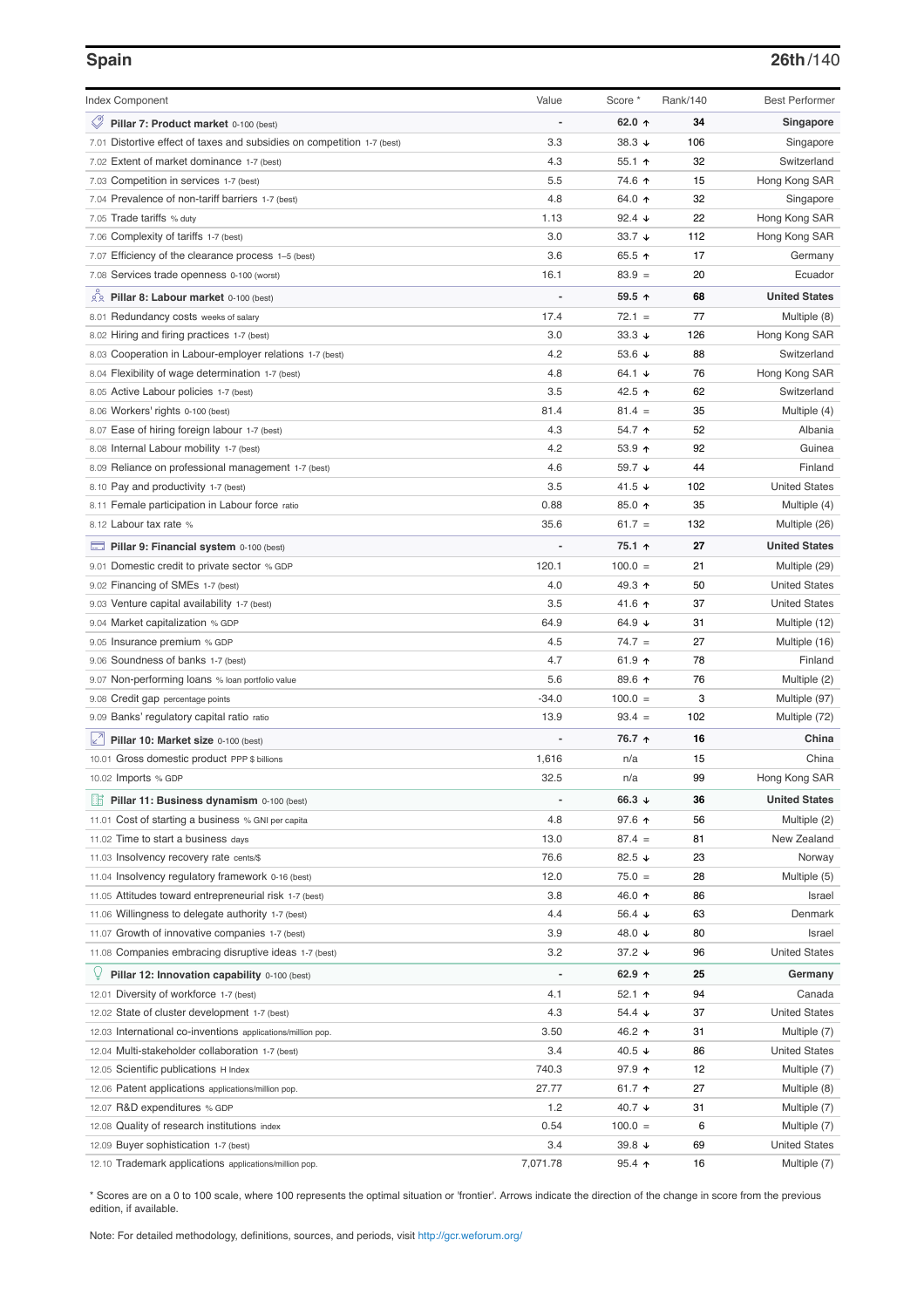## Spain

**26th**/140

| Index Component | Value | Score * | Rank/140 | Best Performer |
|---|---|---|---|---|
| **Pillar 7: Product market** 0-100 (best) | - | **62.0 ↑** | **34** | **Singapore** |
| 7.01 Distortive effect of taxes and subsidies on competition 1-7 (best) | 3.3 | 38.3 ↓ | 106 | Singapore |
| 7.02 Extent of market dominance 1-7 (best) | 4.3 | 55.1 ↑ | 32 | Switzerland |
| 7.03 Competition in services 1-7 (best) | 5.5 | 74.6 ↑ | 15 | Hong Kong SAR |
| 7.04 Prevalence of non-tariff barriers 1-7 (best) | 4.8 | 64.0 ↑ | 32 | Singapore |
| 7.05 Trade tariffs % duty | 1.13 | 92.4 ↓ | 22 | Hong Kong SAR |
| 7.06 Complexity of tariffs 1-7 (best) | 3.0 | 33.7 ↓ | 112 | Hong Kong SAR |
| 7.07 Efficiency of the clearance process 1–5 (best) | 3.6 | 65.5 ↑ | 17 | Germany |
| 7.08 Services trade openness 0-100 (worst) | 16.1 | 83.9 = | 20 | Ecuador |
| **Pillar 8: Labour market** 0-100 (best) | - | **59.5 ↑** | **68** | **United States** |
| 8.01 Redundancy costs weeks of salary | 17.4 | 72.1 = | 77 | Multiple (8) |
| 8.02 Hiring and firing practices 1-7 (best) | 3.0 | 33.3 ↓ | 126 | Hong Kong SAR |
| 8.03 Cooperation in Labour-employer relations 1-7 (best) | 4.2 | 53.6 ↓ | 88 | Switzerland |
| 8.04 Flexibility of wage determination 1-7 (best) | 4.8 | 64.1 ↓ | 76 | Hong Kong SAR |
| 8.05 Active Labour policies 1-7 (best) | 3.5 | 42.5 ↑ | 62 | Switzerland |
| 8.06 Workers' rights 0-100 (best) | 81.4 | 81.4 = | 35 | Multiple (4) |
| 8.07 Ease of hiring foreign labour 1-7 (best) | 4.3 | 54.7 ↑ | 52 | Albania |
| 8.08 Internal Labour mobility 1-7 (best) | 4.2 | 53.9 ↑ | 92 | Guinea |
| 8.09 Reliance on professional management 1-7 (best) | 4.6 | 59.7 ↓ | 44 | Finland |
| 8.10 Pay and productivity 1-7 (best) | 3.5 | 41.5 ↓ | 102 | United States |
| 8.11 Female participation in Labour force ratio | 0.88 | 85.0 ↑ | 35 | Multiple (4) |
| 8.12 Labour tax rate % | 35.6 | 61.7 = | 132 | Multiple (26) |
| **Pillar 9: Financial system** 0-100 (best) | - | **75.1 ↑** | **27** | **United States** |
| 9.01 Domestic credit to private sector % GDP | 120.1 | 100.0 = | 21 | Multiple (29) |
| 9.02 Financing of SMEs 1-7 (best) | 4.0 | 49.3 ↑ | 50 | United States |
| 9.03 Venture capital availability 1-7 (best) | 3.5 | 41.6 ↑ | 37 | United States |
| 9.04 Market capitalization % GDP | 64.9 | 64.9 ↓ | 31 | Multiple (12) |
| 9.05 Insurance premium % GDP | 4.5 | 74.7 = | 27 | Multiple (16) |
| 9.06 Soundness of banks 1-7 (best) | 4.7 | 61.9 ↑ | 78 | Finland |
| 9.07 Non-performing loans % loan portfolio value | 5.6 | 89.6 ↑ | 76 | Multiple (2) |
| 9.08 Credit gap percentage points | -34.0 | 100.0 = | 3 | Multiple (97) |
| 9.09 Banks' regulatory capital ratio ratio | 13.9 | 93.4 = | 102 | Multiple (72) |
| **Pillar 10: Market size** 0-100 (best) | - | **76.7 ↑** | **16** | **China** |
| 10.01 Gross domestic product PPP $ billions | 1,616 | n/a | 15 | China |
| 10.02 Imports % GDP | 32.5 | n/a | 99 | Hong Kong SAR |
| **Pillar 11: Business dynamism** 0-100 (best) | - | **66.3 ↓** | **36** | **United States** |
| 11.01 Cost of starting a business % GNI per capita | 4.8 | 97.6 ↑ | 56 | Multiple (2) |
| 11.02 Time to start a business days | 13.0 | 87.4 = | 81 | New Zealand |
| 11.03 Insolvency recovery rate cents/$ | 76.6 | 82.5 ↓ | 23 | Norway |
| 11.04 Insolvency regulatory framework 0-16 (best) | 12.0 | 75.0 = | 28 | Multiple (5) |
| 11.05 Attitudes toward entrepreneurial risk 1-7 (best) | 3.8 | 46.0 ↑ | 86 | Israel |
| 11.06 Willingness to delegate authority 1-7 (best) | 4.4 | 56.4 ↓ | 63 | Denmark |
| 11.07 Growth of innovative companies 1-7 (best) | 3.9 | 48.0 ↓ | 80 | Israel |
| 11.08 Companies embracing disruptive ideas 1-7 (best) | 3.2 | 37.2 ↓ | 96 | United States |
| **Pillar 12: Innovation capability** 0-100 (best) | - | **62.9 ↑** | **25** | **Germany** |
| 12.01 Diversity of workforce 1-7 (best) | 4.1 | 52.1 ↑ | 94 | Canada |
| 12.02 State of cluster development 1-7 (best) | 4.3 | 54.4 ↓ | 37 | United States |
| 12.03 International co-inventions applications/million pop. | 3.50 | 46.2 ↑ | 31 | Multiple (7) |
| 12.04 Multi-stakeholder collaboration 1-7 (best) | 3.4 | 40.5 ↓ | 86 | United States |
| 12.05 Scientific publications H Index | 740.3 | 97.9 ↑ | 12 | Multiple (7) |
| 12.06 Patent applications applications/million pop. | 27.77 | 61.7 ↑ | 27 | Multiple (8) |
| 12.07 R&D expenditures % GDP | 1.2 | 40.7 ↓ | 31 | Multiple (7) |
| 12.08 Quality of research institutions index | 0.54 | 100.0 = | 6 | Multiple (7) |
| 12.09 Buyer sophistication 1-7 (best) | 3.4 | 39.8 ↓ | 69 | United States |
| 12.10 Trademark applications applications/million pop. | 7,071.78 | 95.4 ↑ | 16 | Multiple (7) |

* Scores are on a 0 to 100 scale, where 100 represents the optimal situation or 'frontier'. Arrows indicate the direction of the change in score from the previous edition, if available.

Note: For detailed methodology, definitions, sources, and periods, visit http://gcr.weforum.org/